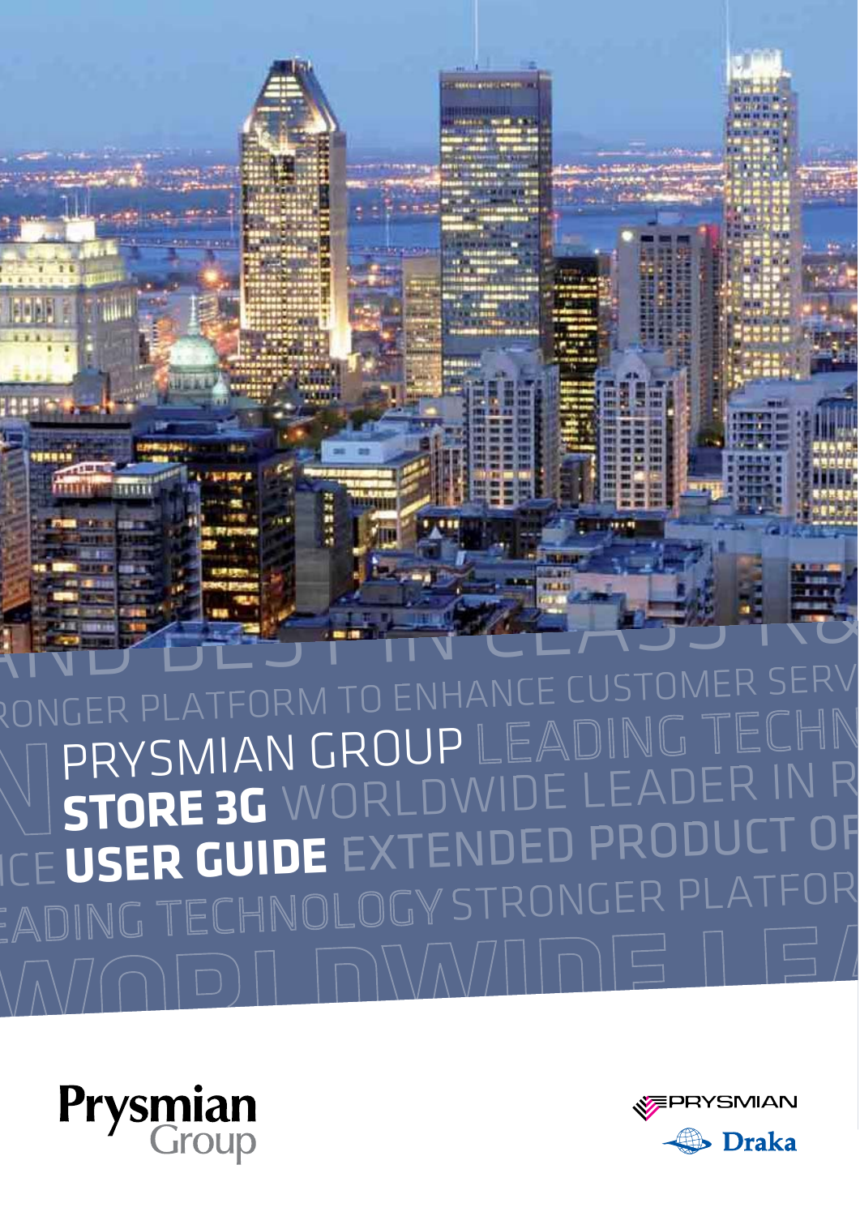# PRYSMIAN GROUP
# **STORE 3G**
# **USER GUIDE**

Prysmian Group

PRYSMIAN Draka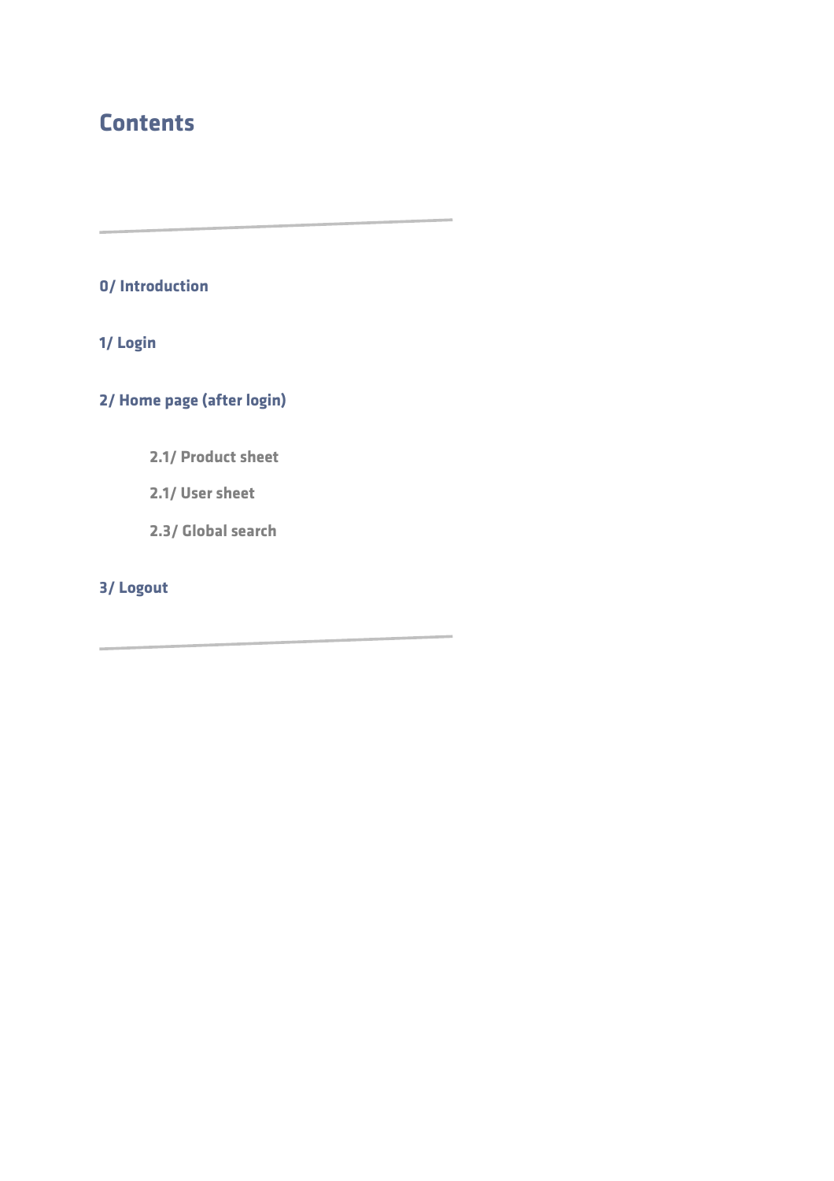# Contents

---

**0/ Introduction**

**1/ Login**

**2/ Home page (after login)**

- 2.1/ Product sheet
- 2.1/ User sheet
- 2.3/ Global search

**3/ Logout**

---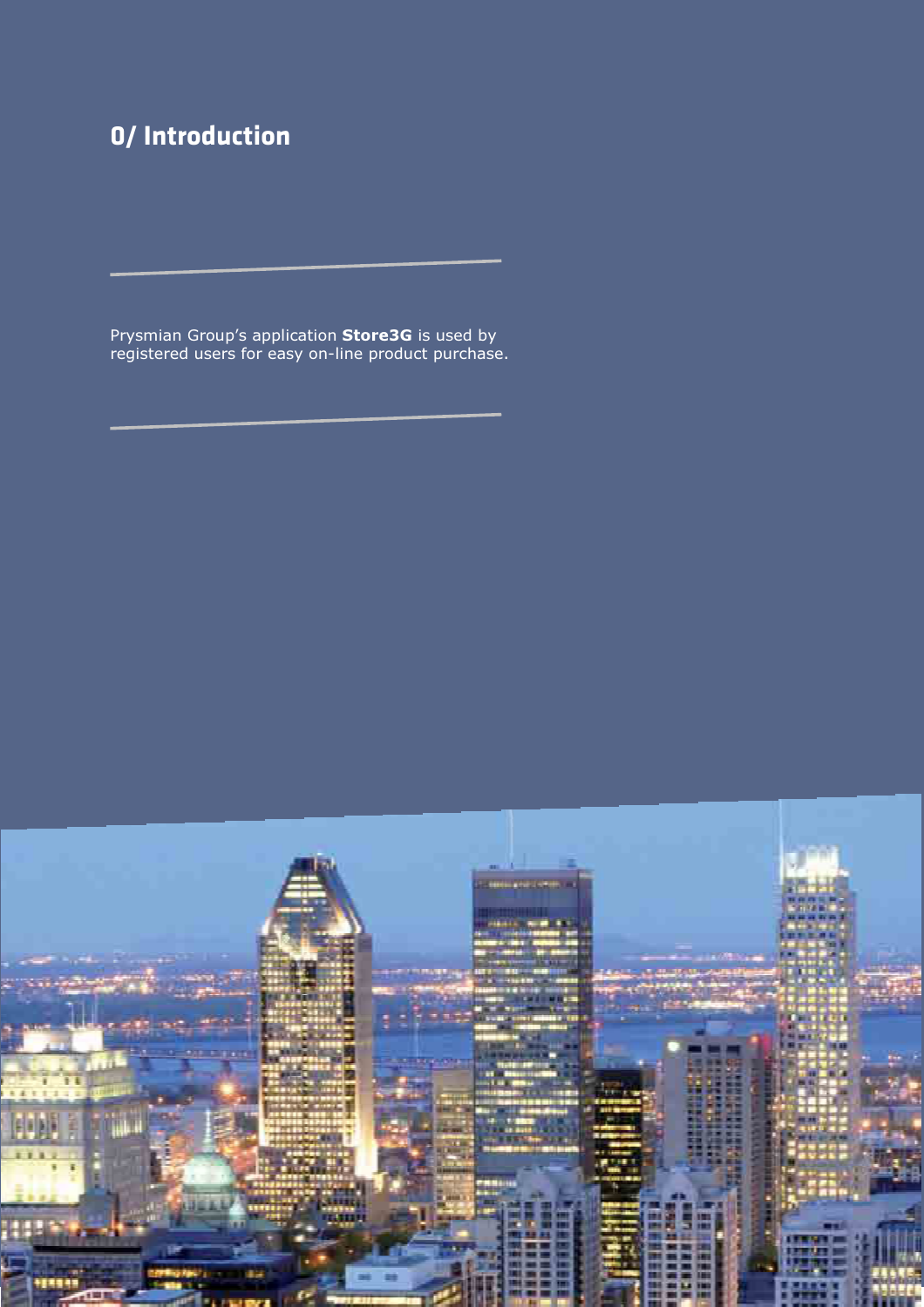# 0/ Introduction

Prysmian Group's application **Store3G** is used by registered users for easy on-line product purchase.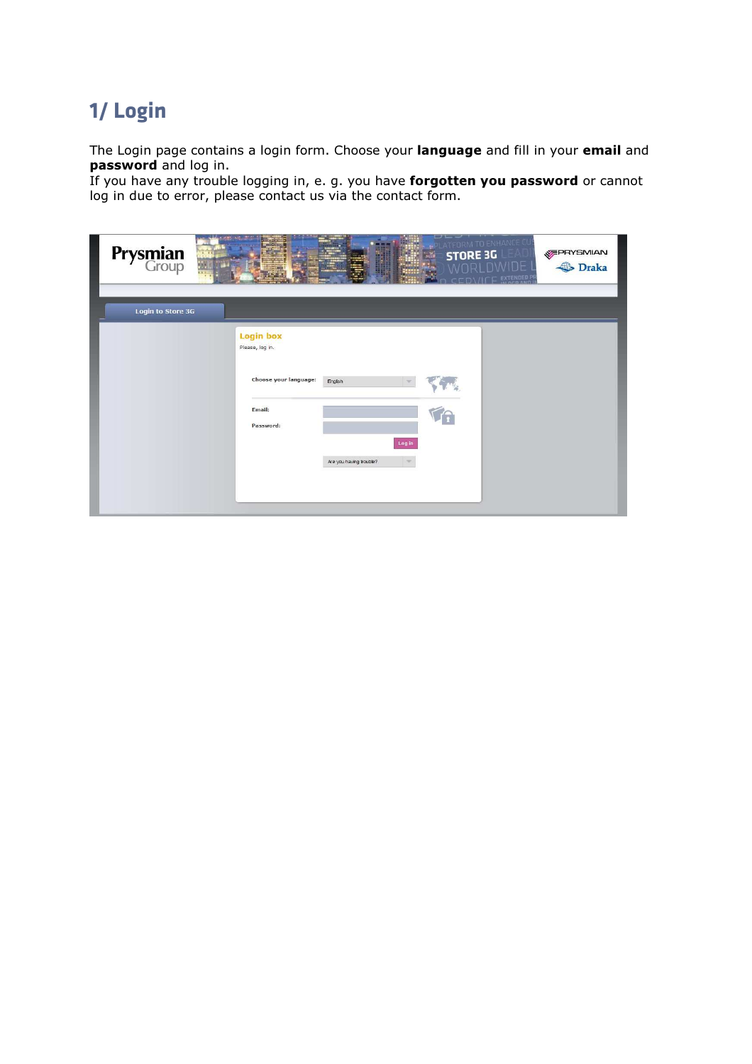# 1/ Login

The Login page contains a login form. Choose your **language** and fill in your **email** and **password** and log in.
If you have any trouble logging in, e. g. you have **forgotten you password** or cannot log in due to error, please contact us via the contact form.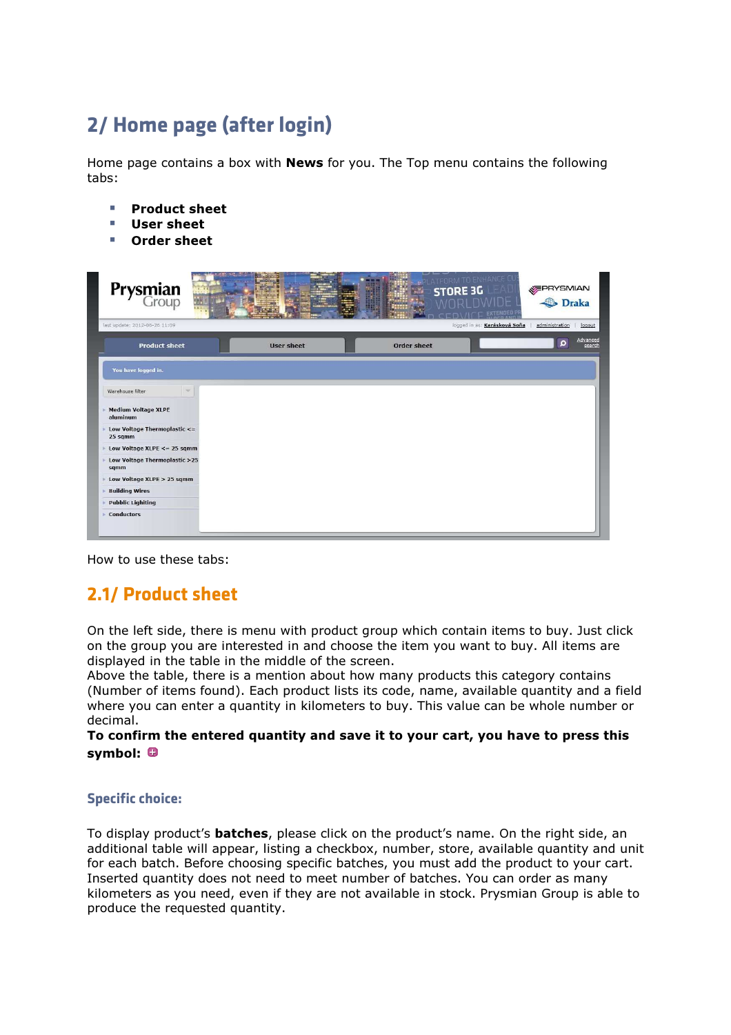## 2/ Home page (after login)

Home page contains a box with **News** for you. The Top menu contains the following tabs:

- **Product sheet**
- **User sheet**
- **Order sheet**

How to use these tabs:

### 2.1/ Product sheet

On the left side, there is menu with product group which contain items to buy. Just click on the group you are interested in and choose the item you want to buy. All items are displayed in the table in the middle of the screen.
Above the table, there is a mention about how many products this category contains (Number of items found). Each product lists its code, name, available quantity and a field where you can enter a quantity in kilometers to buy. This value can be whole number or decimal.
**To confirm the entered quantity and save it to your cart, you have to press this symbol:**

#### Specific choice:

To display product's **batches**, please click on the product's name. On the right side, an additional table will appear, listing a checkbox, number, store, available quantity and unit for each batch. Before choosing specific batches, you must add the product to your cart. Inserted quantity does not need to meet number of batches. You can order as many kilometers as you need, even if they are not available in stock. Prysmian Group is able to produce the requested quantity.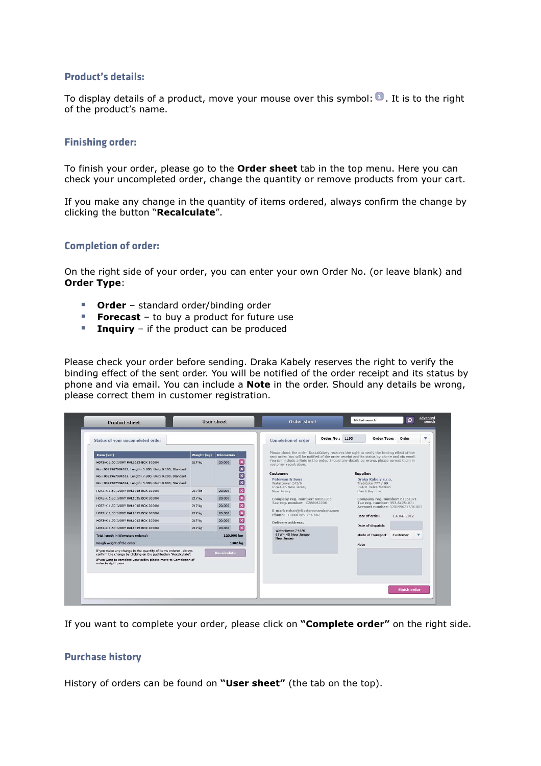## Product's details:

To display details of a product, move your mouse over this symbol: . It is to the right of the product's name.

## Finishing order:

To finish your order, please go to the **Order sheet** tab in the top menu. Here you can check your uncompleted order, change the quantity or remove products from your cart.

If you make any change in the quantity of items ordered, always confirm the change by clicking the button "**Recalculate**".

## Completion of order:

On the right side of your order, you can enter your own Order No. (or leave blank) and **Order Type**:

- **Order** – standard order/binding order
- **Forecast** – to buy a product for future use
- **Inquiry** – if the product can be produced

Please check your order before sending. Draka Kabely reserves the right to verify the binding effect of the sent order. You will be notified of the order receipt and its status by phone and via email. You can include a **Note** in the order. Should any details be wrong, please correct them in customer registration.

If you want to complete your order, please click on **"Complete order"** on the right side.

## Purchase history

History of orders can be found on **"User sheet"** (the tab on the top).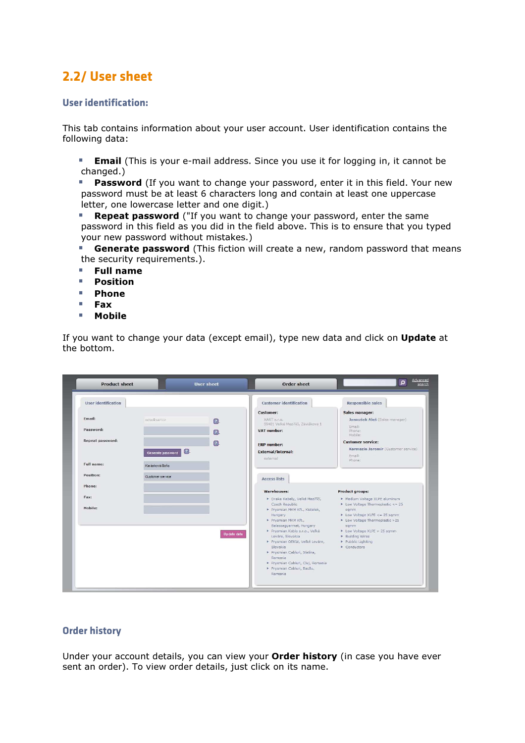## 2.2/ User sheet

### User identification:

This tab contains information about your user account. User identification contains the following data:

- **Email** (This is your e-mail address. Since you use it for logging in, it cannot be changed.)
- **Password** (If you want to change your password, enter it in this field. Your new password must be at least 6 characters long and contain at least one uppercase letter, one lowercase letter and one digit.)
- **Repeat password** ("If you want to change your password, enter the same password in this field as you did in the field above. This is to ensure that you typed your new password without mistakes.)
- **Generate password** (This fiction will create a new, random password that means the security requirements.).
- **Full name**
- **Position**
- **Phone**
- **Fax**
- **Mobile**

If you want to change your data (except email), type new data and click on **Update** at the bottom.

### Order history

Under your account details, you can view your **Order history** (in case you have ever sent an order). To view order details, just click on its name.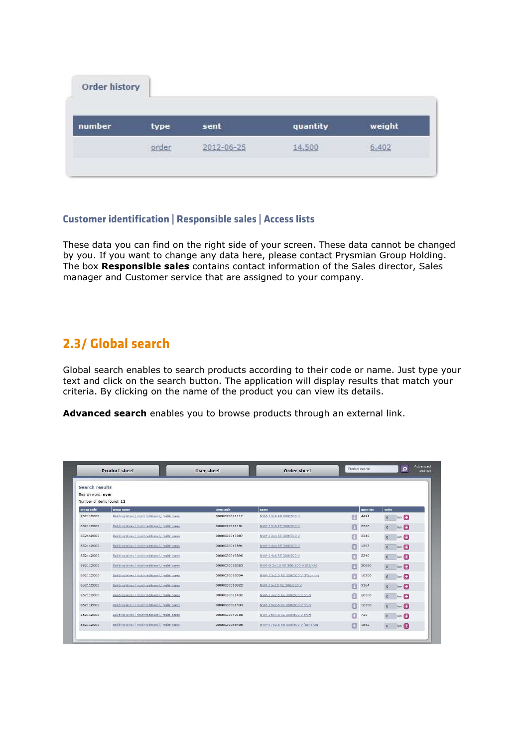Order history

| number | type | sent | quantity | weight |
| --- | --- | --- | --- | --- |
| | order | 2012-06-25 | 14.500 | 6.402 |

### Customer identification | Responsible sales | Access lists

These data you can find on the right side of your screen. These data cannot be changed by you. If you want to change any data here, please contact Prysmian Group Holding. The box **Responsible sales** contains contact information of the Sales director, Sales manager and Customer service that are assigned to your company.

## 2.3/ Global search

Global search enables to search products according to their code or name. Just type your text and click on the search button. The application will display results that match your criteria. By clicking on the name of the product you can view its details.

**Advanced search** enables you to browse products through an external link.

Product sheet | User sheet | Order sheet | Product search | Advanced search

Search results

Search word: **nym**

Number of items found: **12**

| group code | group name | item code | name | quantity | order |
| --- | --- | --- | --- | --- | --- |
| 852112000 | Building Wires / rigid traditional / multi-cores | 0000020017177 | NYM-J 3x6 RE 300/500 V | 4491 | 0 km |
| 852112000 | Building Wires / rigid traditional / multi-cores | 0000020017181 | NYM-J 5x6 RE 300/500 V | 2398 | 0 km |
| 852112000 | Building Wires / rigid traditional / multi-cores | 0000020017887 | NYM-J 3x4 RE 300/500 V | 3240 | 0 km |
| 852112000 | Building Wires / rigid traditional / multi-cores | 0000020017891 | NYM-J 4x4 RE 300/500 V | 1307 | 0 km |
| 852112000 | Building Wires / rigid traditional / multi-cores | 0000020017896 | NYM-J 4x6 RE 300/500 V | 2340 | 0 km |
| 852112000 | Building Wires / rigid traditional / multi-cores | 0000020018353 | NYM-O 2x1,5 RE 300/500 V (SZ/k.b) | 20680 | 0 km |
| 852112000 | Building Wires / rigid traditional / multi-cores | 0000020018394 | NYM-J 3x2,5 RE 300/500 V (P/sv) ring | 10200 | 0 km |
| 852112000 | Building Wires / rigid traditional / multi-cores | 0000020018922 | NYM-J 5x10 RE 300/500 V | 9164 | 0 km |
| 852112000 | Building Wires / rigid traditional / multi-cores | 0000020021432 | NYM-J 3x2,5 RE 300/500 V drum | 20000 | 0 km |
| 852112000 | Building Wires / rigid traditional / multi-cores | 0000020021434 | NYM-J 5x2,5 RE 300/500 V drum | 12000 | 0 km |
| 852112000 | Building Wires / rigid traditional / multi-cores | 0000020040788 | NYM-J 5x4,0 RE 300/500 V drum | 720 | 0 km |
| 852112000 | Building Wires / rigid traditional / multi-cores | 0000020055406 | NYM-J 7x2,5 RE 300/500 V (Sz) drum | 1862 | 0 km |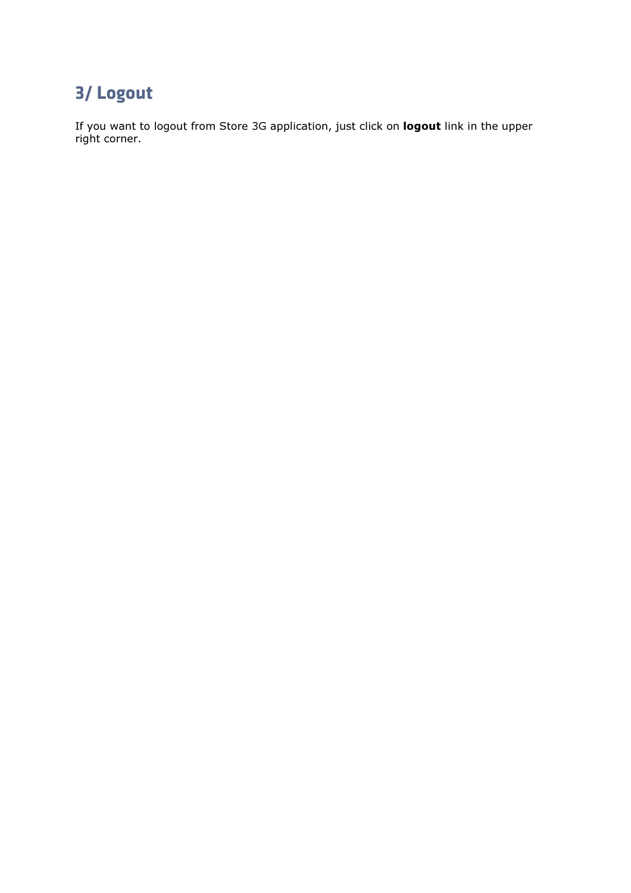# 3/ Logout

If you want to logout from Store 3G application, just click on **logout** link in the upper right corner.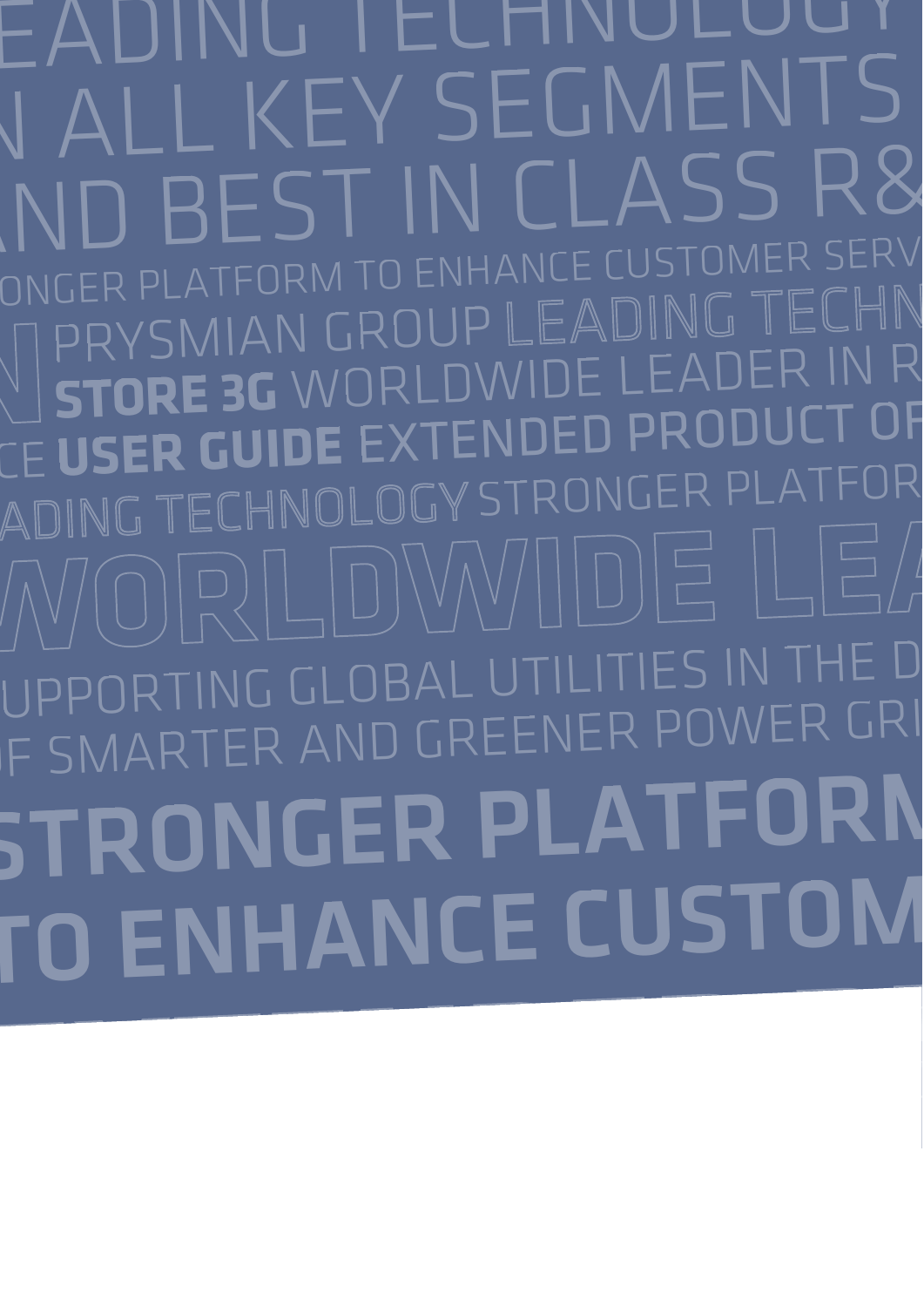EADING TECHNOLOGY

N ALL KEY SEGMENTS

ND BEST IN CLASS R&

ONGER PLATFORM TO ENHANCE CUSTOMER SERV

N PRYSMIAN GROUP LEADING TECHN

**STORE 3G** WORLDWIDE LEADER IN R

CE **USER GUIDE** EXTENDED PRODUCT OF

ADING TECHNOLOGY STRONGER PLATFOR

WORLDWIDE LEA

UPPORTING GLOBAL UTILITIES IN THE D

F SMARTER AND GREENER POWER GRI

**STRONGER PLATFORM**

**TO ENHANCE CUSTOM**